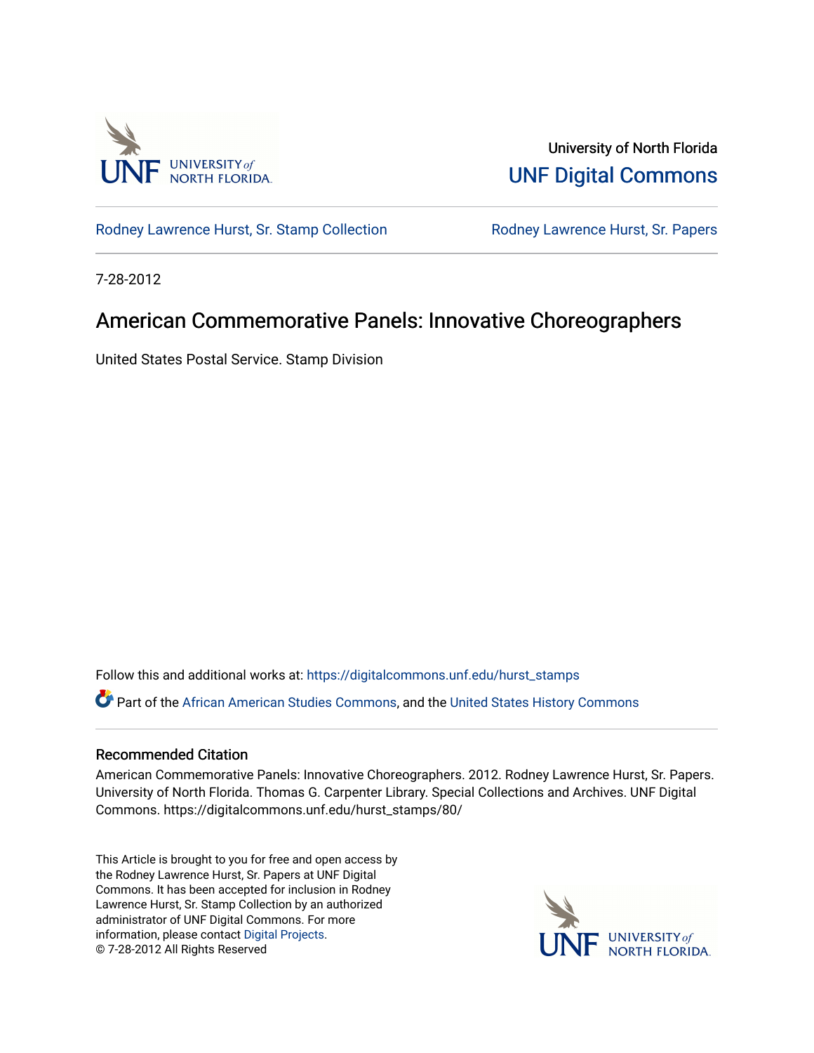University of North Florida

UNF Digital Commons

Rodney Lawrence Hurst, Sr. Stamp Collection

Rodney Lawrence Hurst, Sr. Papers

7-28-2012

# American Commemorative Panels: Innovative Choreographers

United States Postal Service. Stamp Division

Follow this and additional works at: https://digitalcommons.unf.edu/hurst_stamps

Part of the African American Studies Commons, and the United States History Commons

## Recommended Citation

American Commemorative Panels: Innovative Choreographers. 2012. Rodney Lawrence Hurst, Sr. Papers. University of North Florida. Thomas G. Carpenter Library. Special Collections and Archives. UNF Digital Commons. https://digitalcommons.unf.edu/hurst_stamps/80/

This Article is brought to you for free and open access by the Rodney Lawrence Hurst, Sr. Papers at UNF Digital Commons. It has been accepted for inclusion in Rodney Lawrence Hurst, Sr. Stamp Collection by an authorized administrator of UNF Digital Commons. For more information, please contact Digital Projects.
© 7-28-2012 All Rights Reserved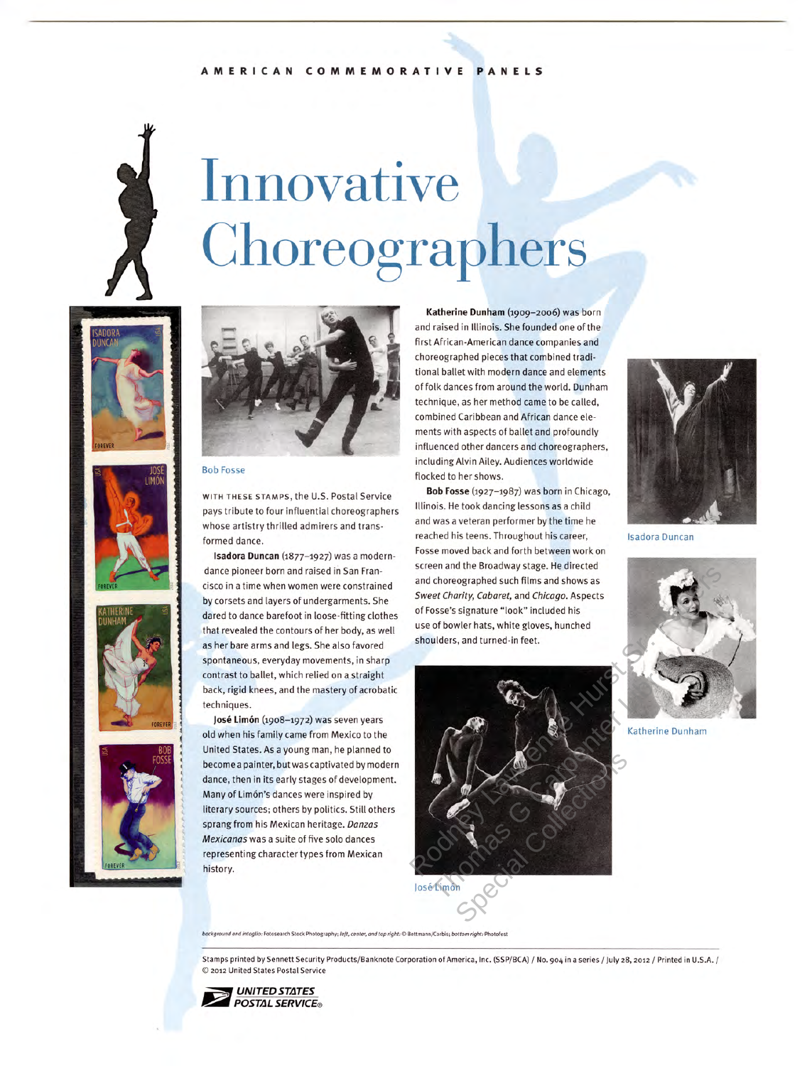AMERICAN COMMEMORATIVE PANELS

# Innovative Choreographers

Bob Fosse

WITH THESE STAMPS, the U.S. Postal Service pays tribute to four influential choreographers whose artistry thrilled admirers and transformed dance.

**Isadora Duncan** (1877–1927) was a modern-dance pioneer born and raised in San Francisco in a time when women were constrained by corsets and layers of undergarments. She dared to dance barefoot in loose-fitting clothes that revealed the contours of her body, as well as her bare arms and legs. She also favored spontaneous, everyday movements, in sharp contrast to ballet, which relied on a straight back, rigid knees, and the mastery of acrobatic techniques.

**José Limón** (1908–1972) was seven years old when his family came from Mexico to the United States. As a young man, he planned to become a painter, but was captivated by modern dance, then in its early stages of development. Many of Limón's dances were inspired by literary sources; others by politics. Still others sprang from his Mexican heritage. *Danzas Mexicanas* was a suite of five solo dances representing character types from Mexican history.

**Katherine Dunham** (1909–2006) was born and raised in Illinois. She founded one of the first African-American dance companies and choreographed pieces that combined traditional ballet with modern dance and elements of folk dances from around the world. Dunham technique, as her method came to be called, combined Caribbean and African dance elements with aspects of ballet and profoundly influenced other dancers and choreographers, including Alvin Ailey. Audiences worldwide flocked to her shows.

**Bob Fosse** (1927–1987) was born in Chicago, Illinois. He took dancing lessons as a child and was a veteran performer by the time he reached his teens. Throughout his career, Fosse moved back and forth between work on screen and the Broadway stage. He directed and choreographed such films and shows as *Sweet Charity*, *Cabaret*, and *Chicago*. Aspects of Fosse's signature "look" included his use of bowler hats, white gloves, hunched shoulders, and turned-in feet.

José Limón

Isadora Duncan

Katherine Dunham

*background and intaglio: Fotosearch Stock Photography; left, center, and top right: © Bettmann/Corbis; bottom right: Photofest*

Stamps printed by Sennett Security Products/Banknote Corporation of America, Inc. (SSP/BCA) / No. 904 in a series / July 28, 2012 / Printed in U.S.A. / © 2012 United States Postal Service

UNITED STATES POSTAL SERVICE®